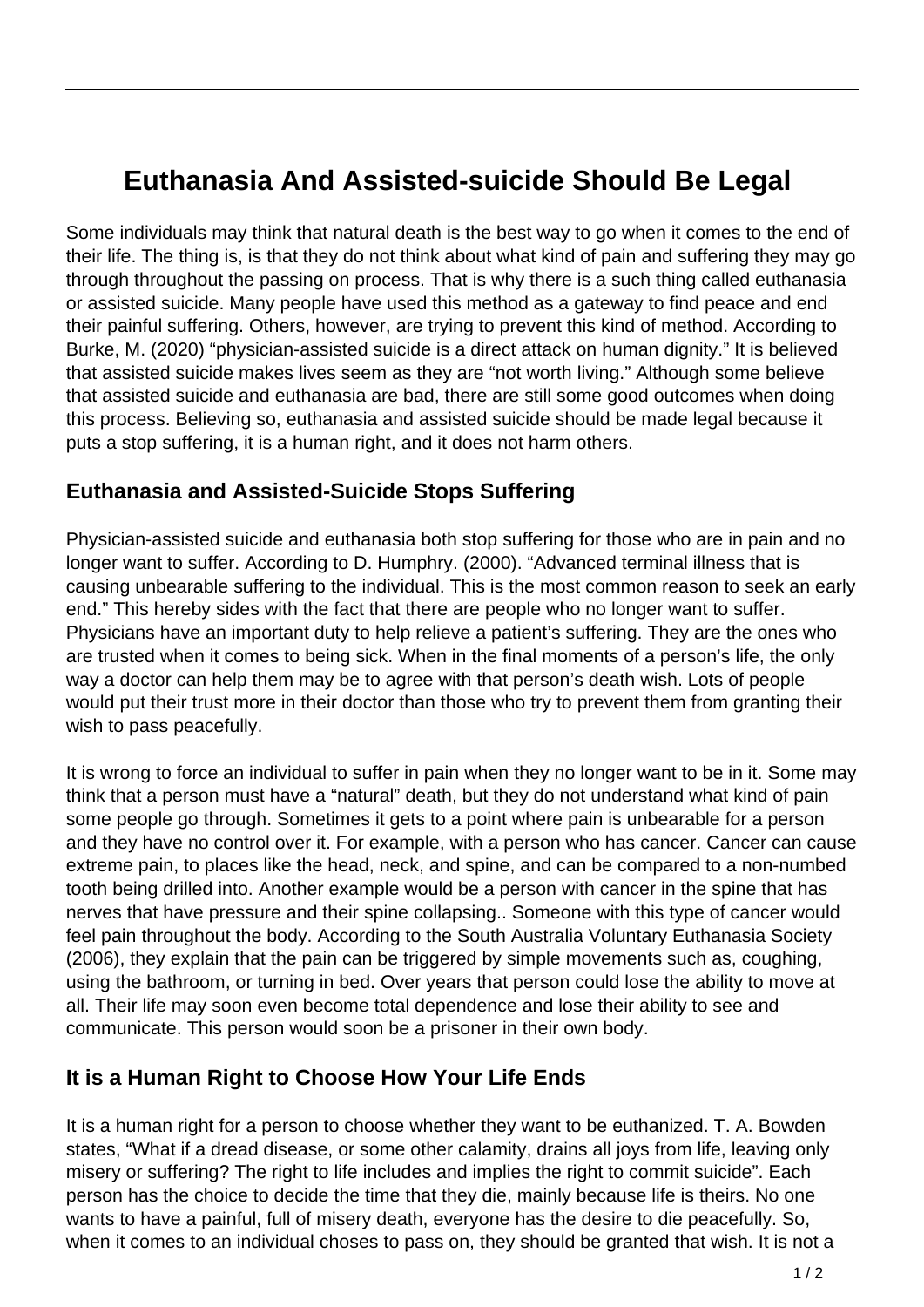# Euthanasia And Assisted-suicide Should Be Legal

Some individuals may think that natural death is the best way to go when it comes to the end of their life. The thing is, is that they do not think about what kind of pain and suffering they may go through throughout the passing on process. That is why there is a such thing called euthanasia or assisted suicide. Many people have used this method as a gateway to find peace and end their painful suffering. Others, however, are trying to prevent this kind of method. According to Burke, M. (2020) "physician-assisted suicide is a direct attack on human dignity." It is believed that assisted suicide makes lives seem as they are "not worth living." Although some believe that assisted suicide and euthanasia are bad, there are still some good outcomes when doing this process. Believing so, euthanasia and assisted suicide should be made legal because it puts a stop suffering, it is a human right, and it does not harm others.

## Euthanasia and Assisted-Suicide Stops Suffering

Physician-assisted suicide and euthanasia both stop suffering for those who are in pain and no longer want to suffer. According to D. Humphry. (2000). "Advanced terminal illness that is causing unbearable suffering to the individual. This is the most common reason to seek an early end." This hereby sides with the fact that there are people who no longer want to suffer. Physicians have an important duty to help relieve a patient's suffering. They are the ones who are trusted when it comes to being sick. When in the final moments of a person's life, the only way a doctor can help them may be to agree with that person's death wish. Lots of people would put their trust more in their doctor than those who try to prevent them from granting their wish to pass peacefully.

It is wrong to force an individual to suffer in pain when they no longer want to be in it. Some may think that a person must have a "natural" death, but they do not understand what kind of pain some people go through. Sometimes it gets to a point where pain is unbearable for a person and they have no control over it. For example, with a person who has cancer. Cancer can cause extreme pain, to places like the head, neck, and spine, and can be compared to a non-numbed tooth being drilled into. Another example would be a person with cancer in the spine that has nerves that have pressure and their spine collapsing.. Someone with this type of cancer would feel pain throughout the body. According to the South Australia Voluntary Euthanasia Society (2006), they explain that the pain can be triggered by simple movements such as, coughing, using the bathroom, or turning in bed. Over years that person could lose the ability to move at all. Their life may soon even become total dependence and lose their ability to see and communicate. This person would soon be a prisoner in their own body.

## It is a Human Right to Choose How Your Life Ends

It is a human right for a person to choose whether they want to be euthanized. T. A. Bowden states, "What if a dread disease, or some other calamity, drains all joys from life, leaving only misery or suffering? The right to life includes and implies the right to commit suicide". Each person has the choice to decide the time that they die, mainly because life is theirs. No one wants to have a painful, full of misery death, everyone has the desire to die peacefully. So, when it comes to an individual choses to pass on, they should be granted that wish. It is not a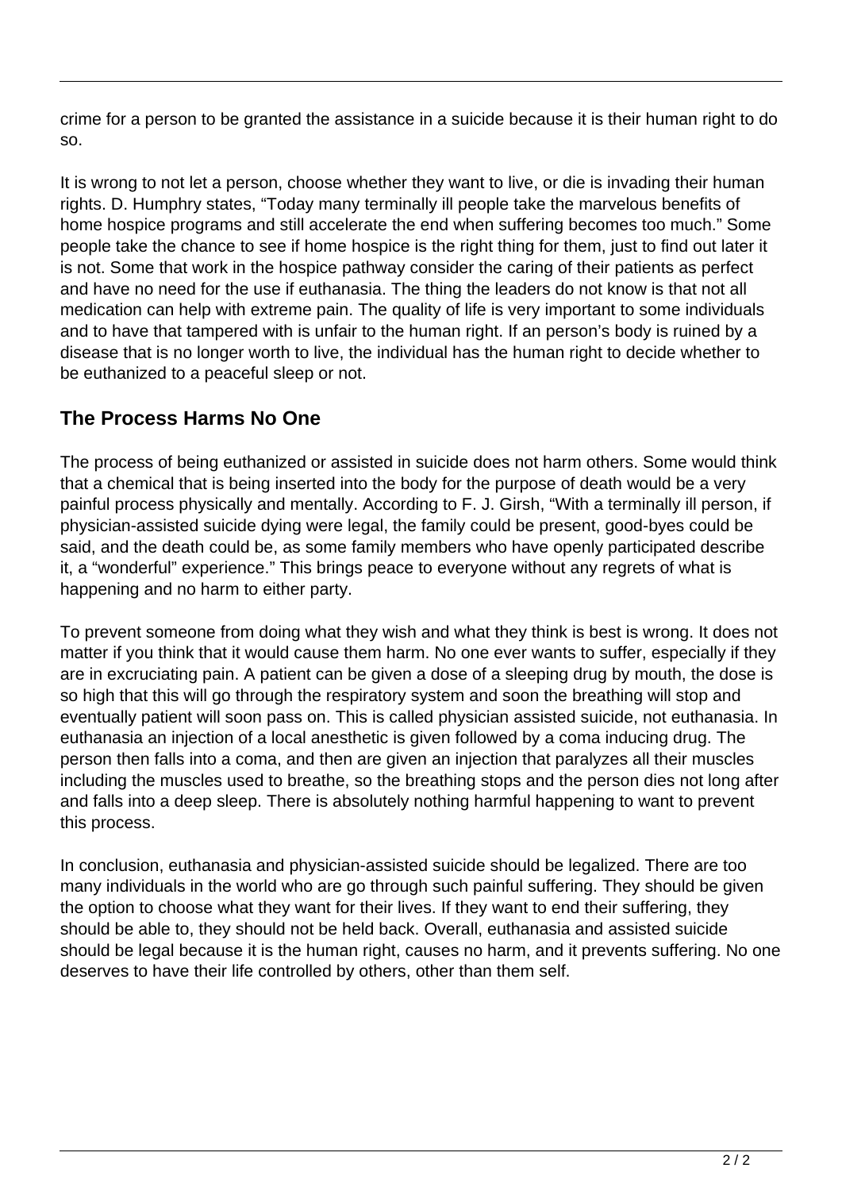crime for a person to be granted the assistance in a suicide because it is their human right to do so.

It is wrong to not let a person, choose whether they want to live, or die is invading their human rights. D. Humphry states, "Today many terminally ill people take the marvelous benefits of home hospice programs and still accelerate the end when suffering becomes too much." Some people take the chance to see if home hospice is the right thing for them, just to find out later it is not. Some that work in the hospice pathway consider the caring of their patients as perfect and have no need for the use if euthanasia. The thing the leaders do not know is that not all medication can help with extreme pain. The quality of life is very important to some individuals and to have that tampered with is unfair to the human right. If an person's body is ruined by a disease that is no longer worth to live, the individual has the human right to decide whether to be euthanized to a peaceful sleep or not.

## The Process Harms No One

The process of being euthanized or assisted in suicide does not harm others. Some would think that a chemical that is being inserted into the body for the purpose of death would be a very painful process physically and mentally. According to F. J. Girsh, "With a terminally ill person, if physician-assisted suicide dying were legal, the family could be present, good-byes could be said, and the death could be, as some family members who have openly participated describe it, a "wonderful" experience." This brings peace to everyone without any regrets of what is happening and no harm to either party.

To prevent someone from doing what they wish and what they think is best is wrong. It does not matter if you think that it would cause them harm. No one ever wants to suffer, especially if they are in excruciating pain. A patient can be given a dose of a sleeping drug by mouth, the dose is so high that this will go through the respiratory system and soon the breathing will stop and eventually patient will soon pass on. This is called physician assisted suicide, not euthanasia. In euthanasia an injection of a local anesthetic is given followed by a coma inducing drug. The person then falls into a coma, and then are given an injection that paralyzes all their muscles including the muscles used to breathe, so the breathing stops and the person dies not long after and falls into a deep sleep. There is absolutely nothing harmful happening to want to prevent this process.

In conclusion, euthanasia and physician-assisted suicide should be legalized. There are too many individuals in the world who are go through such painful suffering. They should be given the option to choose what they want for their lives. If they want to end their suffering, they should be able to, they should not be held back. Overall, euthanasia and assisted suicide should be legal because it is the human right, causes no harm, and it prevents suffering. No one deserves to have their life controlled by others, other than them self.